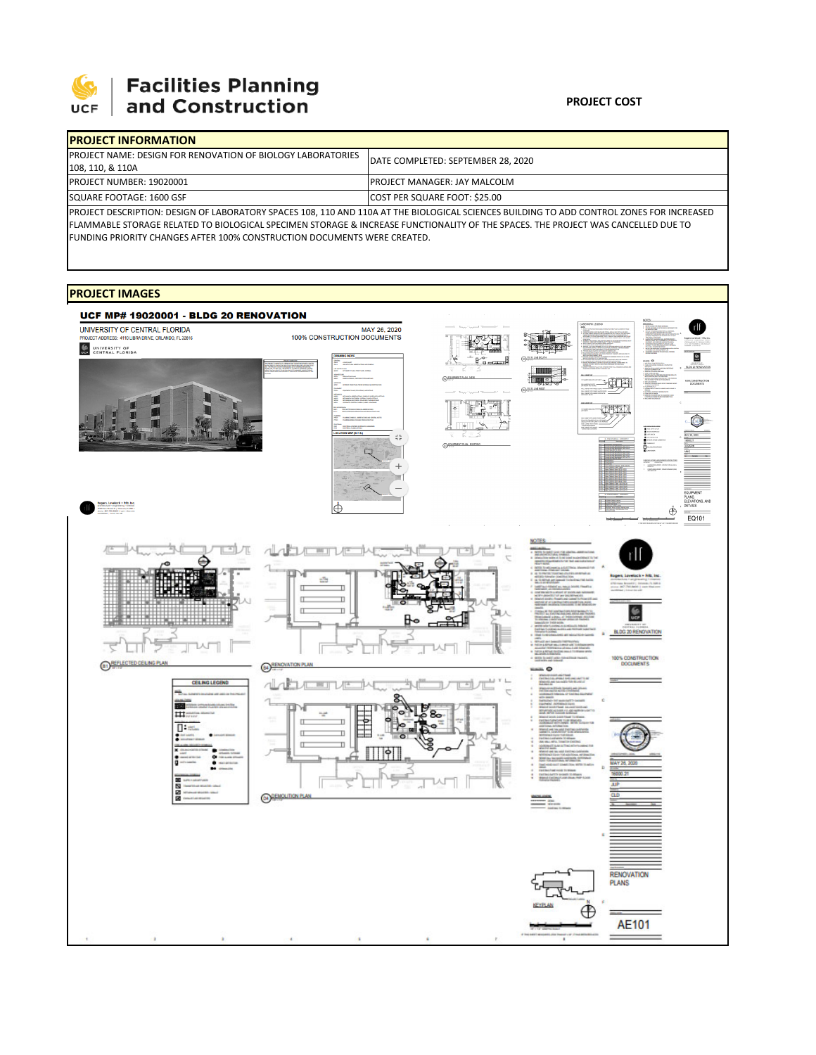**Facilities Planning and Construction**

**PROJECT COST**

## PROJECT INFORMATION

| PROJECT NAME: DESIGN FOR RENOVATION OF BIOLOGY LABORATORIES 108, 110, & 110A | DATE COMPLETED: SEPTEMBER 28, 2020 |
|---|---|
| PROJECT NUMBER: 19020001 | PROJECT MANAGER: JAY MALCOLM |
| SQUARE FOOTAGE: 1600 GSF | COST PER SQUARE FOOT: $25.00 |

PROJECT DESCRIPTION: DESIGN OF LABORATORY SPACES 108, 110 AND 110A AT THE BIOLOGICAL SCIENCES BUILDING TO ADD CONTROL ZONES FOR INCREASED FLAMMABLE STORAGE RELATED TO BIOLOGICAL SPECIMEN STORAGE & INCREASE FUNCTIONALITY OF THE SPACES. THE PROJECT WAS CANCELLED DUE TO FUNDING PRIORITY CHANGES AFTER 100% CONSTRUCTION DOCUMENTS WERE CREATED.

## PROJECT IMAGES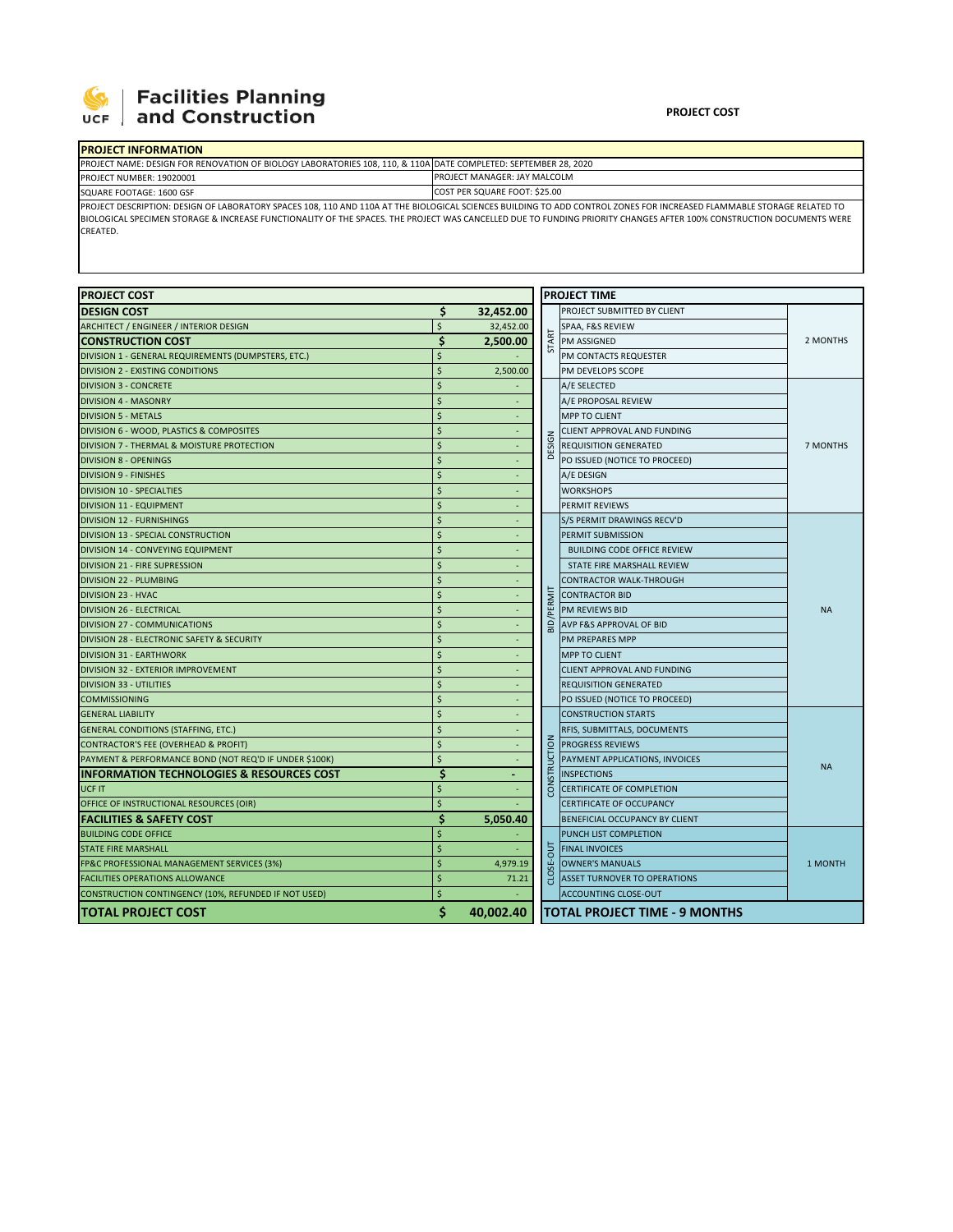# Facilities Planning and Construction

**PROJECT COST**

| **PROJECT INFORMATION** | |
|---|---|
| PROJECT NAME: DESIGN FOR RENOVATION OF BIOLOGY LABORATORIES 108, 110, & 110A | DATE COMPLETED: SEPTEMBER 28, 2020 |
| PROJECT NUMBER: 19020001 | PROJECT MANAGER: JAY MALCOLM |
| SQUARE FOOTAGE: 1600 GSF | COST PER SQUARE FOOT: $25.00 |

PROJECT DESCRIPTION: DESIGN OF LABORATORY SPACES 108, 110 AND 110A AT THE BIOLOGICAL SCIENCES BUILDING TO ADD CONTROL ZONES FOR INCREASED FLAMMABLE STORAGE RELATED TO BIOLOGICAL SPECIMEN STORAGE & INCREASE FUNCTIONALITY OF THE SPACES. THE PROJECT WAS CANCELLED DUE TO FUNDING PRIORITY CHANGES AFTER 100% CONSTRUCTION DOCUMENTS WERE CREATED.

| **PROJECT COST** | | |
|---|---|---|
| **DESIGN COST** | **$** | **32,452.00** |
| ARCHITECT / ENGINEER / INTERIOR DESIGN | $ | 32,452.00 |
| **CONSTRUCTION COST** | **$** | **2,500.00** |
| DIVISION 1 - GENERAL REQUIREMENTS (DUMPSTERS, ETC.) | $ | - |
| DIVISION 2 - EXISTING CONDITIONS | $ | 2,500.00 |
| DIVISION 3 - CONCRETE | $ | - |
| DIVISION 4 - MASONRY | $ | - |
| DIVISION 5 - METALS | $ | - |
| DIVISION 6 - WOOD, PLASTICS & COMPOSITES | $ | - |
| DIVISION 7 - THERMAL & MOISTURE PROTECTION | $ | - |
| DIVISION 8 - OPENINGS | $ | - |
| DIVISION 9 - FINISHES | $ | - |
| DIVISION 10 - SPECIALTIES | $ | - |
| DIVISION 11 - EQUIPMENT | $ | - |
| DIVISION 12 - FURNISHINGS | $ | - |
| DIVISION 13 - SPECIAL CONSTRUCTION | $ | - |
| DIVISION 14 - CONVEYING EQUIPMENT | $ | - |
| DIVISION 21 - FIRE SUPRESSION | $ | - |
| DIVISION 22 - PLUMBING | $ | - |
| DIVISION 23 - HVAC | $ | - |
| DIVISION 26 - ELECTRICAL | $ | - |
| DIVISION 27 - COMMUNICATIONS | $ | - |
| DIVISION 28 - ELECTRONIC SAFETY & SECURITY | $ | - |
| DIVISION 31 - EARTHWORK | $ | - |
| DIVISION 32 - EXTERIOR IMPROVEMENT | $ | - |
| DIVISION 33 - UTILITIES | $ | - |
| COMMISSIONING | $ | - |
| GENERAL LIABILITY | $ | - |
| GENERAL CONDITIONS (STAFFING, ETC.) | $ | - |
| CONTRACTOR'S FEE (OVERHEAD & PROFIT) | $ | - |
| PAYMENT & PERFORMANCE BOND (NOT REQ'D IF UNDER $100K) | $ | - |
| **INFORMATION TECHNOLOGIES & RESOURCES COST** | **$** | **-** |
| UCF IT | $ | - |
| OFFICE OF INSTRUCTIONAL RESOURCES (OIR) | $ | - |
| **FACILITIES & SAFETY COST** | **$** | **5,050.40** |
| BUILDING CODE OFFICE | $ | - |
| STATE FIRE MARSHALL | $ | - |
| FP&C PROFESSIONAL MANAGEMENT SERVICES (3%) | $ | 4,979.19 |
| FACILITIES OPERATIONS ALLOWANCE | $ | 71.21 |
| CONSTRUCTION CONTINGENCY (10%, REFUNDED IF NOT USED) | $ | - |
| **TOTAL PROJECT COST** | **$** | **40,002.40** |

| **PROJECT TIME** | | |
|---|---|---|
| START | PROJECT SUBMITTED BY CLIENT | 2 MONTHS |
| | SPAA, F&S REVIEW | |
| | PM ASSIGNED | |
| | PM CONTACTS REQUESTER | |
| | PM DEVELOPS SCOPE | |
| DESIGN | A/E SELECTED | 7 MONTHS |
| | A/E PROPOSAL REVIEW | |
| | MPP TO CLIENT | |
| | CLIENT APPROVAL AND FUNDING | |
| | REQUISITION GENERATED | |
| | PO ISSUED (NOTICE TO PROCEED) | |
| | A/E DESIGN | |
| | WORKSHOPS | |
| | PERMIT REVIEWS | |
| BID/PERMIT | S/S PERMIT DRAWINGS RECV'D | NA |
| | PERMIT SUBMISSION | |
| | BUILDING CODE OFFICE REVIEW | |
| | STATE FIRE MARSHALL REVIEW | |
| | CONTRACTOR WALK-THROUGH | |
| | CONTRACTOR BID | |
| | PM REVIEWS BID | |
| | AVP F&S APPROVAL OF BID | |
| | PM PREPARES MPP | |
| | MPP TO CLIENT | |
| | CLIENT APPROVAL AND FUNDING | |
| | REQUISITION GENERATED | |
| | PO ISSUED (NOTICE TO PROCEED) | |
| CONSTRUCTION | CONSTRUCTION STARTS | NA |
| | RFIS, SUBMITTALS, DOCUMENTS | |
| | PROGRESS REVIEWS | |
| | PAYMENT APPLICATIONS, INVOICES | |
| | INSPECTIONS | |
| | CERTIFICATE OF COMPLETION | |
| | CERTIFICATE OF OCCUPANCY | |
| | BENEFICIAL OCCUPANCY BY CLIENT | |
| CLOSE-OUT | PUNCH LIST COMPLETION | 1 MONTH |
| | FINAL INVOICES | |
| | OWNER'S MANUALS | |
| | ASSET TURNOVER TO OPERATIONS | |
| | ACCOUNTING CLOSE-OUT | |
| **TOTAL PROJECT TIME - 9 MONTHS** | | |